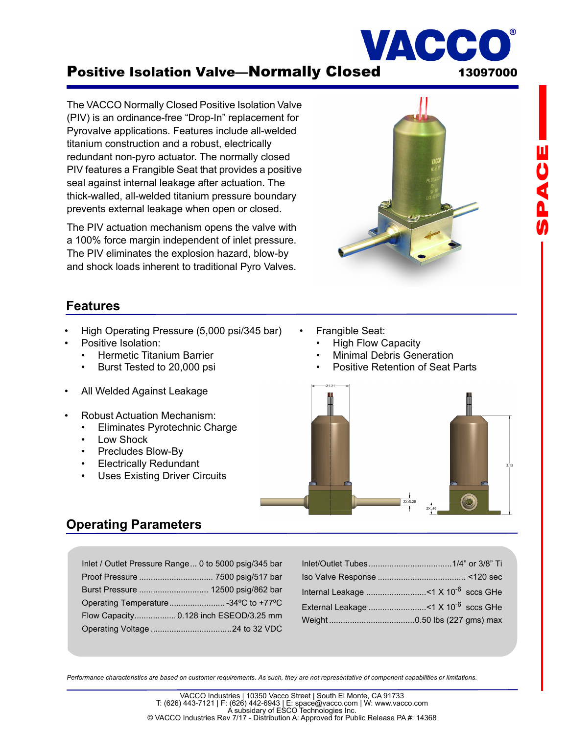# Positive Isolation Valve—Normally Closed

**VACCO®** **13097000**

The VACCO Normally Closed Positive Isolation Valve (PIV) is an ordinance-free “Drop-In” replacement for Pyrovalve applications. Features include all-welded titanium construction and a robust, electrically redundant non-pyro actuator. The normally closed PIV features a Frangible Seat that provides a positive seal against internal leakage after actuation. The thick-walled, all-welded titanium pressure boundary prevents external leakage when open or closed.

The PIV actuation mechanism opens the valve with a 100% force margin independent of inlet pressure. The PIV eliminates the explosion hazard, blow-by and shock loads inherent to traditional Pyro Valves.

## Features

- High Operating Pressure (5,000 psi/345 bar)
- Positive Isolation:
  - Hermetic Titanium Barrier
  - Burst Tested to 20,000 psi
- All Welded Against Leakage
- Robust Actuation Mechanism:
  - Eliminates Pyrotechnic Charge
  - Low Shock
  - Precludes Blow-By
  - Electrically Redundant
  - Uses Existing Driver Circuits
- Frangible Seat:
  - High Flow Capacity
  - Minimal Debris Generation
  - Positive Retention of Seat Parts

Ø1.21 &nbsp; 3.13 &nbsp; 2X Ø.25 &nbsp; 2X .40

## Operating Parameters

Inlet / Outlet Pressure Range... 0 to 5000 psig/345 bar
Proof Pressure ............................... 7500 psig/517 bar
Burst Pressure ............................. 12500 psig/862 bar
Operating Temperature........................ -34ºC to +77ºC
Flow Capacity.................. 0.128 inch ESEOD/3.25 mm
Operating Voltage ..................................24 to 32 VDC

Inlet/Outlet Tubes....................................1/4” or 3/8” Ti
Iso Valve Response ...................................... <120 sec
Internal Leakage ..........................<1 X $10^{-6}$ sccs GHe
External Leakage .........................<1 X $10^{-6}$ sccs GHe
Weight.....................................0.50 lbs (227 gms) max

*Performance characteristics are based on customer requirements. As such, they are not representative of component capabilities or limitations.*

VACCO Industries | 10350 Vacco Street | South El Monte, CA 91733
T: (626) 443-7121 | F: (626) 442-6943 | E: space@vacco.com | W: www.vacco.com
A subsidiary of ESCO Technologies Inc.
© VACCO Industries Rev 7/17 - Distribution A: Approved for Public Release PA #: 14368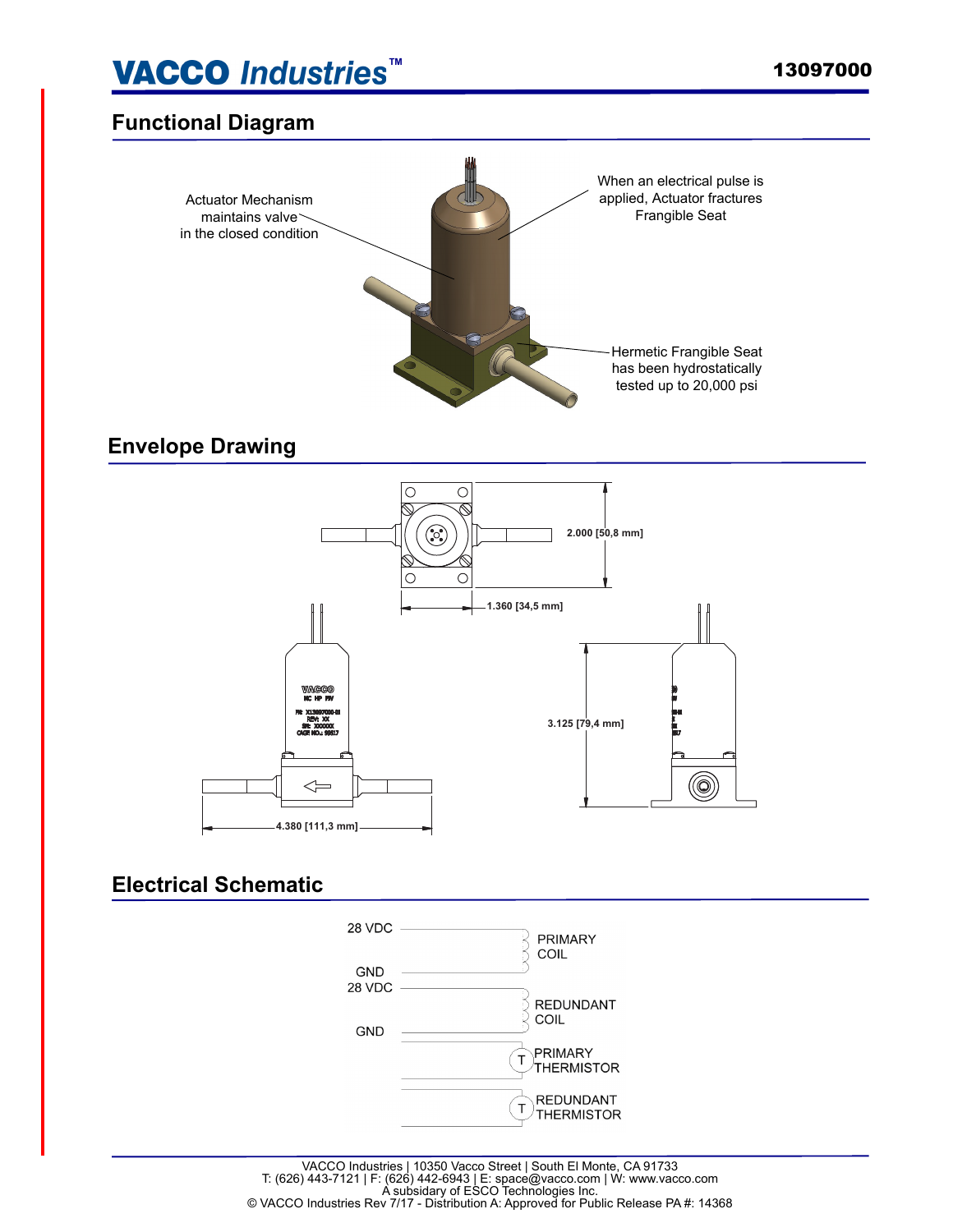## Functional Diagram

Actuator Mechanism maintains valve in the closed condition

When an electrical pulse is applied, Actuator fractures Frangible Seat

Hermetic Frangible Seat has been hydrostatically tested up to 20,000 psi

## Envelope Drawing

2.000 [50,8 mm]

1.360 [34,5 mm]

3.125 [79,4 mm]

4.380 [111,3 mm]

## Electrical Schematic

28 VDC

GND

PRIMARY COIL

28 VDC

GND

REDUNDANT COIL

PRIMARY THERMISTOR

REDUNDANT THERMISTOR

---

VACCO Industries | 10350 Vacco Street | South El Monte, CA 91733
T: (626) 443-7121 | F: (626) 442-6943 | E: space@vacco.com | W: www.vacco.com
A subsidiary of ESCO Technologies Inc.
© VACCO Industries Rev 7/17 - Distribution A: Approved for Public Release PA #: 14368